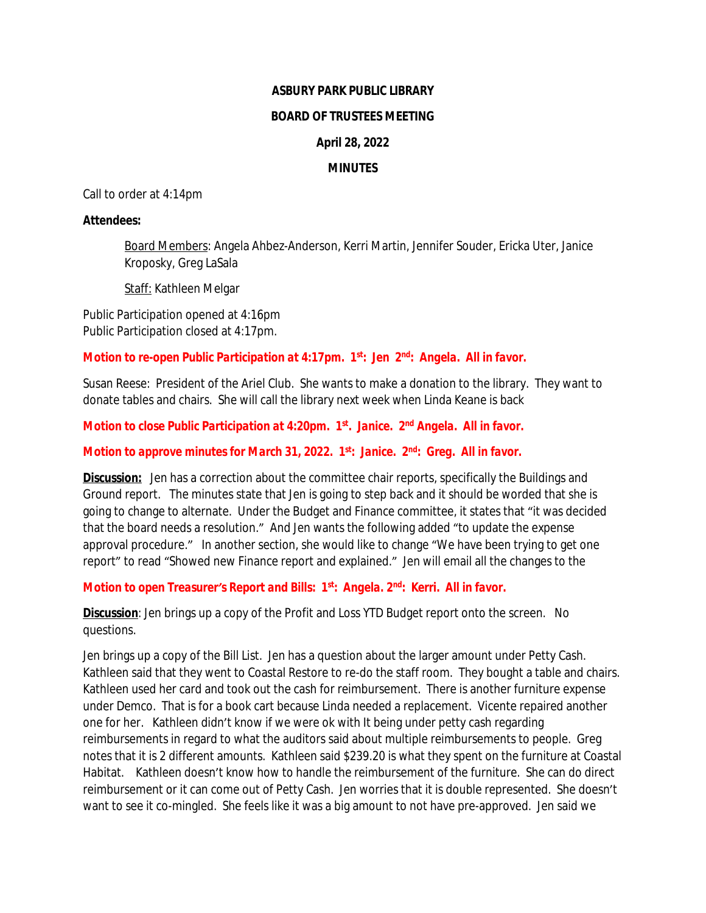**ASBURY PARK PUBLIC LIBRARY**

**BOARD OF TRUSTEES MEETING**

**April 28, 2022**

**MINUTES**

Call to order at 4:14pm

**Attendees:**

> Board Members: Angela Ahbez-Anderson, Kerri Martin, Jennifer Souder, Ericka Uter, Janice Kroposky, Greg LaSala
>
> Staff: Kathleen Melgar

Public Participation opened at 4:16pm
Public Participation closed at 4:17pm.

**Motion to re-open Public Participation at 4:17pm. 1st: Jen 2nd: Angela. All in favor.**

Susan Reese: President of the Ariel Club. She wants to make a donation to the library. They want to donate tables and chairs. She will call the library next week when Linda Keane is back

**Motion to close Public Participation at 4:20pm. 1st. Janice. 2nd Angela. All in favor.**

**Motion to approve minutes for March 31, 2022. 1st: Janice. 2nd: Greg. All in favor.**

**Discussion:** Jen has a correction about the committee chair reports, specifically the Buildings and Ground report. The minutes state that Jen is going to step back and it should be worded that she is going to change to alternate. Under the Budget and Finance committee, it states that "it was decided that the board needs a resolution." And Jen wants the following added "to update the expense approval procedure." In another section, she would like to change "We have been trying to get one report" to read "Showed new Finance report and explained." Jen will email all the changes to the

**Motion to open Treasurer's Report and Bills: 1st: Angela. 2nd: Kerri. All in favor.**

**Discussion**: Jen brings up a copy of the Profit and Loss YTD Budget report onto the screen. No questions.

Jen brings up a copy of the Bill List. Jen has a question about the larger amount under Petty Cash. Kathleen said that they went to Coastal Restore to re-do the staff room. They bought a table and chairs. Kathleen used her card and took out the cash for reimbursement. There is another furniture expense under Demco. That is for a book cart because Linda needed a replacement. Vicente repaired another one for her. Kathleen didn't know if we were ok with It being under petty cash regarding reimbursements in regard to what the auditors said about multiple reimbursements to people. Greg notes that it is 2 different amounts. Kathleen said $239.20 is what they spent on the furniture at Coastal Habitat. Kathleen doesn't know how to handle the reimbursement of the furniture. She can do direct reimbursement or it can come out of Petty Cash. Jen worries that it is double represented. She doesn't want to see it co-mingled. She feels like it was a big amount to not have pre-approved. Jen said we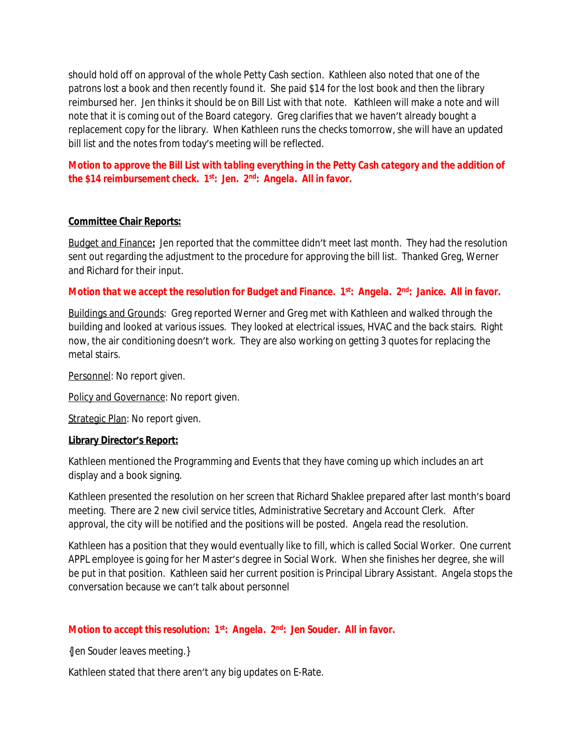should hold off on approval of the whole Petty Cash section. Kathleen also noted that one of the patrons lost a book and then recently found it. She paid $14 for the lost book and then the library reimbursed her. Jen thinks it should be on Bill List with that note. Kathleen will make a note and will note that it is coming out of the Board category. Greg clarifies that we haven't already bought a replacement copy for the library. When Kathleen runs the checks tomorrow, she will have an updated bill list and the notes from today's meeting will be reflected.

**Motion to approve the Bill List with tabling everything in the Petty Cash category and the addition of the $14 reimbursement check. 1st: Jen. 2nd: Angela. All in favor.**

**Committee Chair Reports:**

Budget and Finance**:** Jen reported that the committee didn't meet last month. They had the resolution sent out regarding the adjustment to the procedure for approving the bill list. Thanked Greg, Werner and Richard for their input.

**Motion that we accept the resolution for Budget and Finance. 1st: Angela. 2nd: Janice. All in favor.**

Buildings and Grounds: Greg reported Werner and Greg met with Kathleen and walked through the building and looked at various issues. They looked at electrical issues, HVAC and the back stairs. Right now, the air conditioning doesn't work. They are also working on getting 3 quotes for replacing the metal stairs.

Personnel: No report given.

Policy and Governance: No report given.

Strategic Plan: No report given.

**Library Director's Report:**

Kathleen mentioned the Programming and Events that they have coming up which includes an art display and a book signing.

Kathleen presented the resolution on her screen that Richard Shaklee prepared after last month's board meeting. There are 2 new civil service titles, Administrative Secretary and Account Clerk. After approval, the city will be notified and the positions will be posted. Angela read the resolution.

Kathleen has a position that they would eventually like to fill, which is called Social Worker. One current APPL employee is going for her Master's degree in Social Work. When she finishes her degree, she will be put in that position. Kathleen said her current position is Principal Library Assistant. Angela stops the conversation because we can't talk about personnel

**Motion to accept this resolution: 1st: Angela. 2nd: Jen Souder. All in favor.**

*{Jen Souder leaves meeting.}*

Kathleen stated that there aren't any big updates on E-Rate.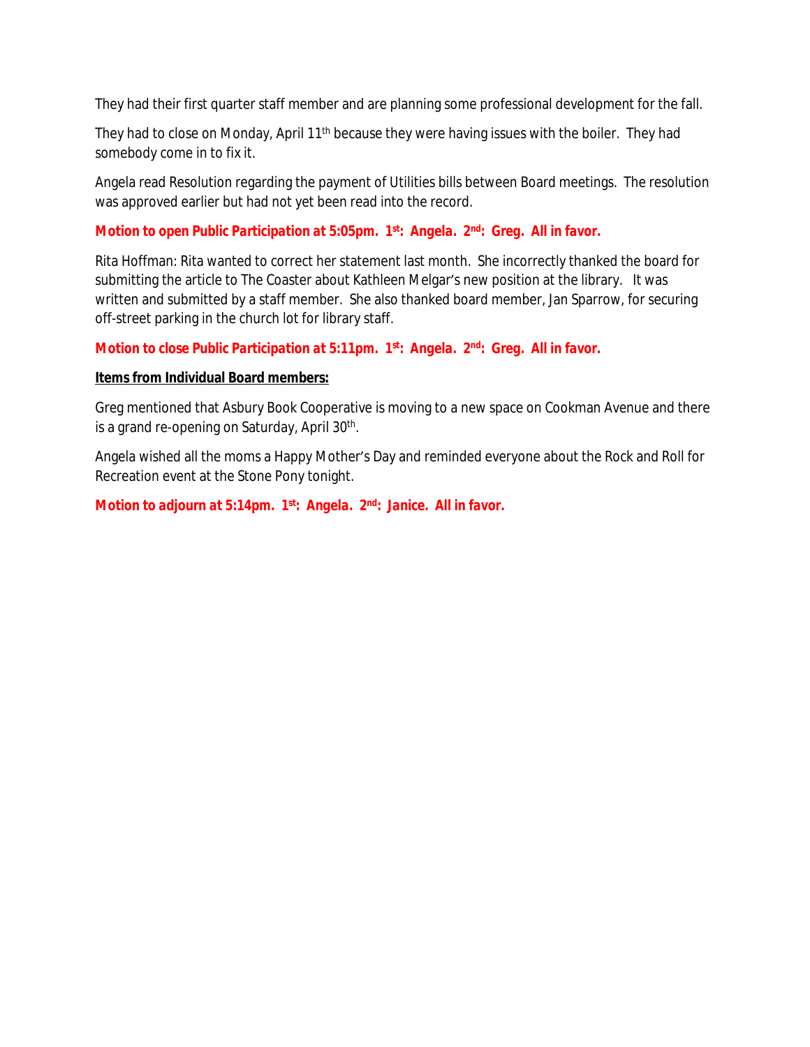They had their first quarter staff member and are planning some professional development for the fall.

They had to close on Monday, April 11th because they were having issues with the boiler. They had somebody come in to fix it.

Angela read Resolution regarding the payment of Utilities bills between Board meetings. The resolution was approved earlier but had not yet been read into the record.

***Motion to open Public Participation at 5:05pm. 1st: Angela. 2nd: Greg. All in favor.***

Rita Hoffman: Rita wanted to correct her statement last month. She incorrectly thanked the board for submitting the article to The Coaster about Kathleen Melgar's new position at the library. It was written and submitted by a staff member. She also thanked board member, Jan Sparrow, for securing off-street parking in the church lot for library staff.

***Motion to close Public Participation at 5:11pm. 1st: Angela. 2nd: Greg. All in favor.***

**Items from Individual Board members:**

Greg mentioned that Asbury Book Cooperative is moving to a new space on Cookman Avenue and there is a grand re-opening on Saturday, April 30th.

Angela wished all the moms a Happy Mother's Day and reminded everyone about the Rock and Roll for Recreation event at the Stone Pony tonight.

***Motion to adjourn at 5:14pm. 1st: Angela. 2nd: Janice. All in favor.***